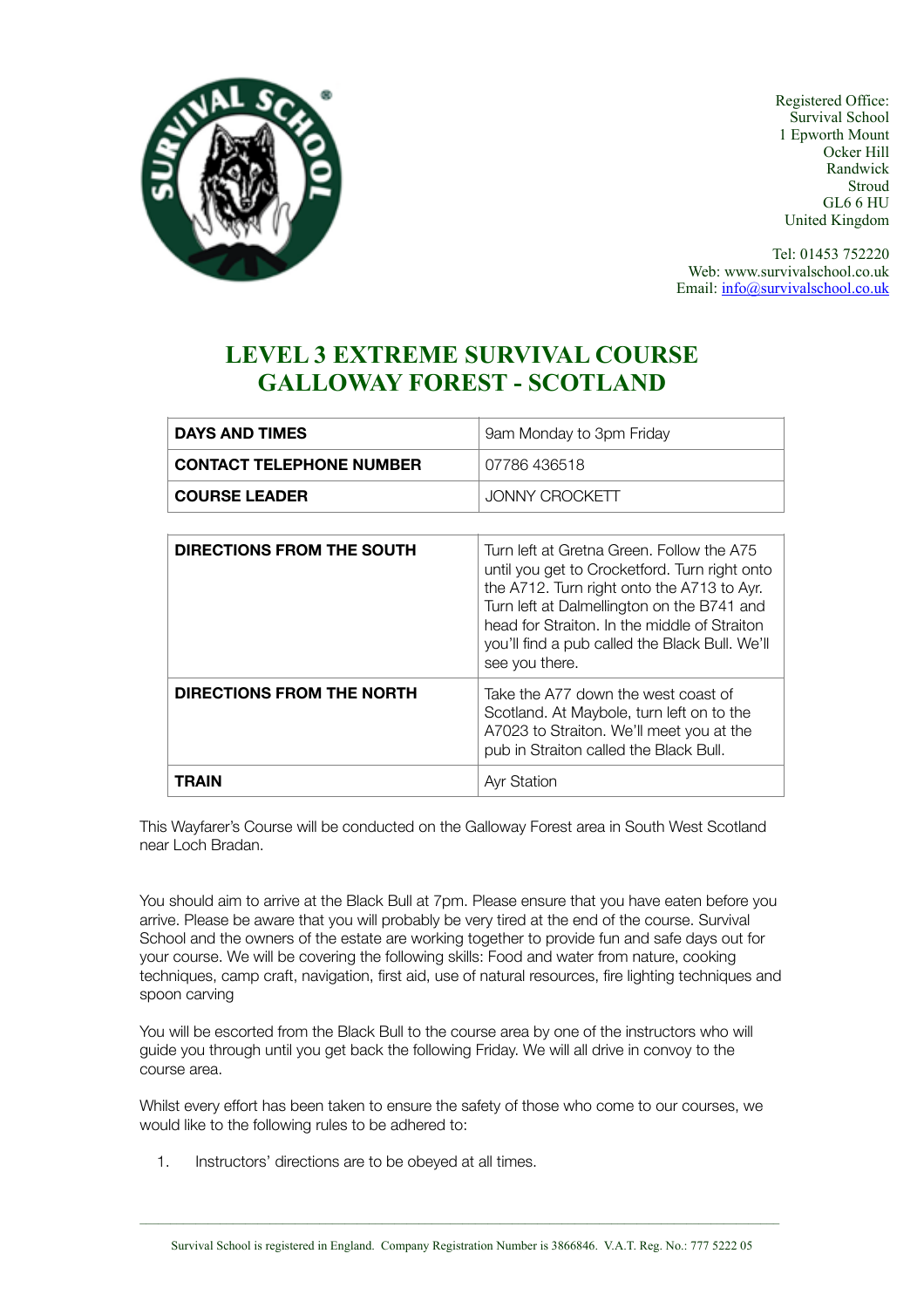Registered Office:
Survival School
1 Epworth Mount
Ocker Hill
Randwick
Stroud
GL6 6 HU
United Kingdom

Tel: 01453 752220
Web: www.survivalschool.co.uk
Email: info@survivalschool.co.uk

# LEVEL 3 EXTREME SURVIVAL COURSE
# GALLOWAY FOREST - SCOTLAND

| | |
|---|---|
| **DAYS AND TIMES** | 9am Monday to 3pm Friday |
| **CONTACT TELEPHONE NUMBER** | 07786 436518 |
| **COURSE LEADER** | JONNY CROCKETT |

| | |
|---|---|
| **DIRECTIONS FROM THE SOUTH** | Turn left at Gretna Green. Follow the A75 until you get to Crocketford. Turn right onto the A712. Turn right onto the A713 to Ayr. Turn left at Dalmellington on the B741 and head for Straiton. In the middle of Straiton you'll find a pub called the Black Bull. We'll see you there. |
| **DIRECTIONS FROM THE NORTH** | Take the A77 down the west coast of Scotland. At Maybole, turn left on to the A7023 to Straiton. We'll meet you at the pub in Straiton called the Black Bull. |
| **TRAIN** | Ayr Station |

This Wayfarer's Course will be conducted on the Galloway Forest area in South West Scotland near Loch Bradan.

You should aim to arrive at the Black Bull at 7pm. Please ensure that you have eaten before you arrive. Please be aware that you will probably be very tired at the end of the course. Survival School and the owners of the estate are working together to provide fun and safe days out for your course. We will be covering the following skills: Food and water from nature, cooking techniques, camp craft, navigation, first aid, use of natural resources, fire lighting techniques and spoon carving

You will be escorted from the Black Bull to the course area by one of the instructors who will guide you through until you get back the following Friday. We will all drive in convoy to the course area.

Whilst every effort has been taken to ensure the safety of those who come to our courses, we would like to the following rules to be adhered to:

1. Instructors' directions are to be obeyed at all times.

Survival School is registered in England. Company Registration Number is 3866846. V.A.T. Reg. No.: 777 5222 05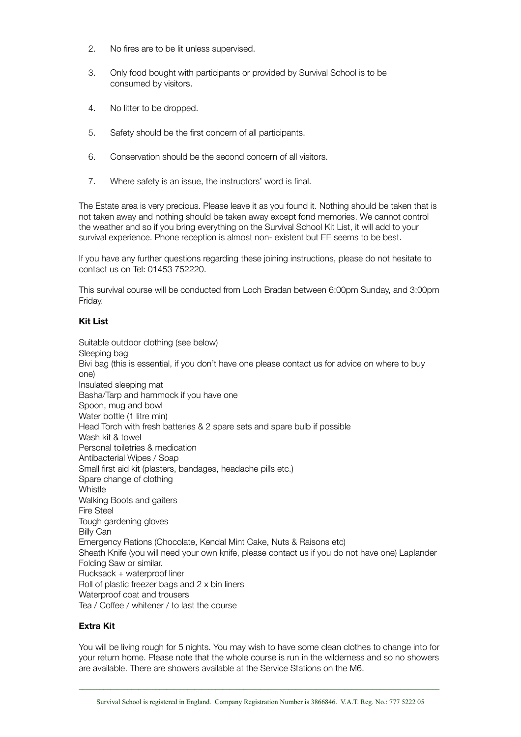2. No fires are to be lit unless supervised.

3. Only food bought with participants or provided by Survival School is to be consumed by visitors.

4. No litter to be dropped.

5. Safety should be the first concern of all participants.

6. Conservation should be the second concern of all visitors.

7. Where safety is an issue, the instructors' word is final.

The Estate area is very precious. Please leave it as you found it. Nothing should be taken that is not taken away and nothing should be taken away except fond memories. We cannot control the weather and so if you bring everything on the Survival School Kit List, it will add to your survival experience. Phone reception is almost non- existent but EE seems to be best.

If you have any further questions regarding these joining instructions, please do not hesitate to contact us on Tel: 01453 752220.

This survival course will be conducted from Loch Bradan between 6:00pm Sunday, and 3:00pm Friday.

**Kit List**

Suitable outdoor clothing (see below)
Sleeping bag
Bivi bag (this is essential, if you don't have one please contact us for advice on where to buy one)
Insulated sleeping mat
Basha/Tarp and hammock if you have one
Spoon, mug and bowl
Water bottle (1 litre min)
Head Torch with fresh batteries & 2 spare sets and spare bulb if possible
Wash kit & towel
Personal toiletries & medication
Antibacterial Wipes / Soap
Small first aid kit (plasters, bandages, headache pills etc.)
Spare change of clothing
Whistle
Walking Boots and gaiters
Fire Steel
Tough gardening gloves
Billy Can
Emergency Rations (Chocolate, Kendal Mint Cake, Nuts & Raisons etc)
Sheath Knife (you will need your own knife, please contact us if you do not have one) Laplander Folding Saw or similar.
Rucksack + waterproof liner
Roll of plastic freezer bags and 2 x bin liners
Waterproof coat and trousers
Tea / Coffee / whitener / to last the course

**Extra Kit**

You will be living rough for 5 nights. You may wish to have some clean clothes to change into for your return home. Please note that the whole course is run in the wilderness and so no showers are available. There are showers available at the Service Stations on the M6.

Survival School is registered in England. Company Registration Number is 3866846. V.A.T. Reg. No.: 777 5222 05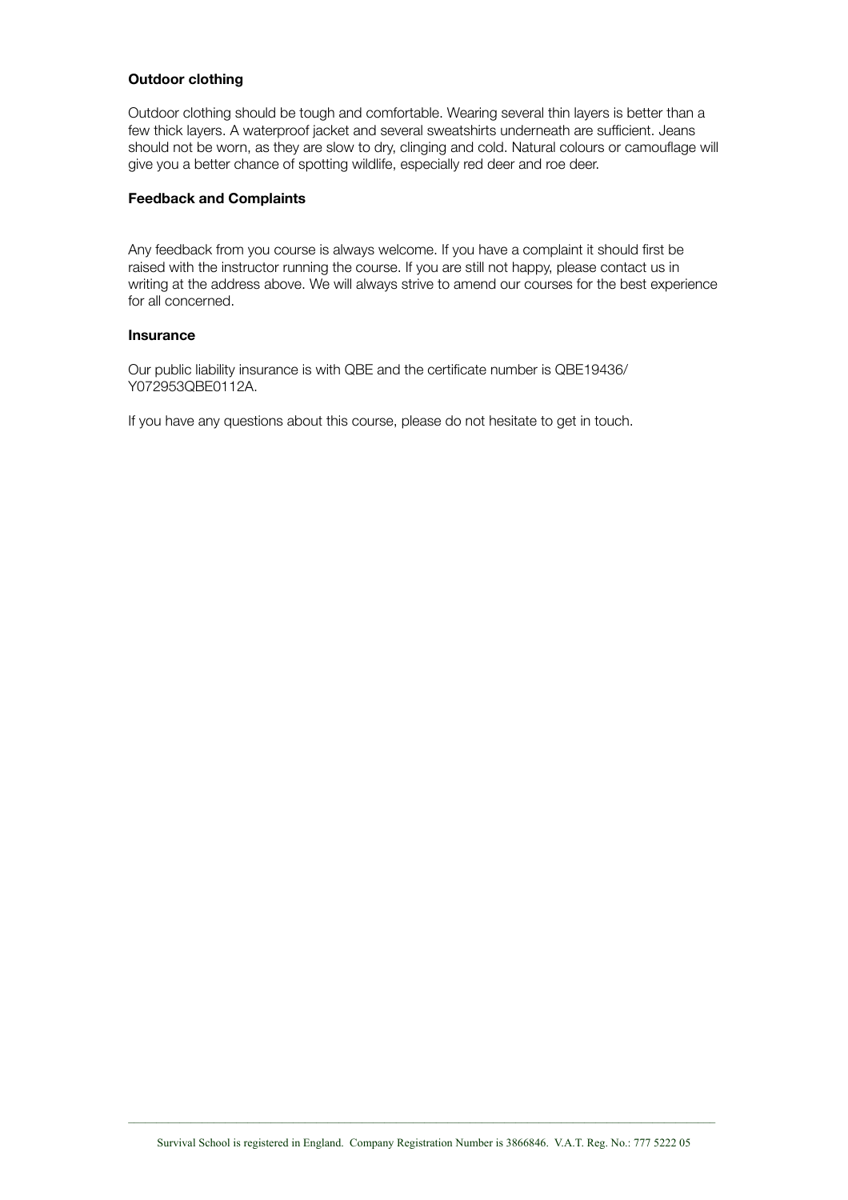**Outdoor clothing**

Outdoor clothing should be tough and comfortable. Wearing several thin layers is better than a few thick layers. A waterproof jacket and several sweatshirts underneath are sufficient. Jeans should not be worn, as they are slow to dry, clinging and cold. Natural colours or camouflage will give you a better chance of spotting wildlife, especially red deer and roe deer.

**Feedback and Complaints**

Any feedback from you course is always welcome. If you have a complaint it should first be raised with the instructor running the course. If you are still not happy, please contact us in writing at the address above. We will always strive to amend our courses for the best experience for all concerned.

**Insurance**

Our public liability insurance is with QBE and the certificate number is QBE19436/Y072953QBE0112A.

If you have any questions about this course, please do not hesitate to get in touch.

Survival School is registered in England. Company Registration Number is 3866846. V.A.T. Reg. No.: 777 5222 05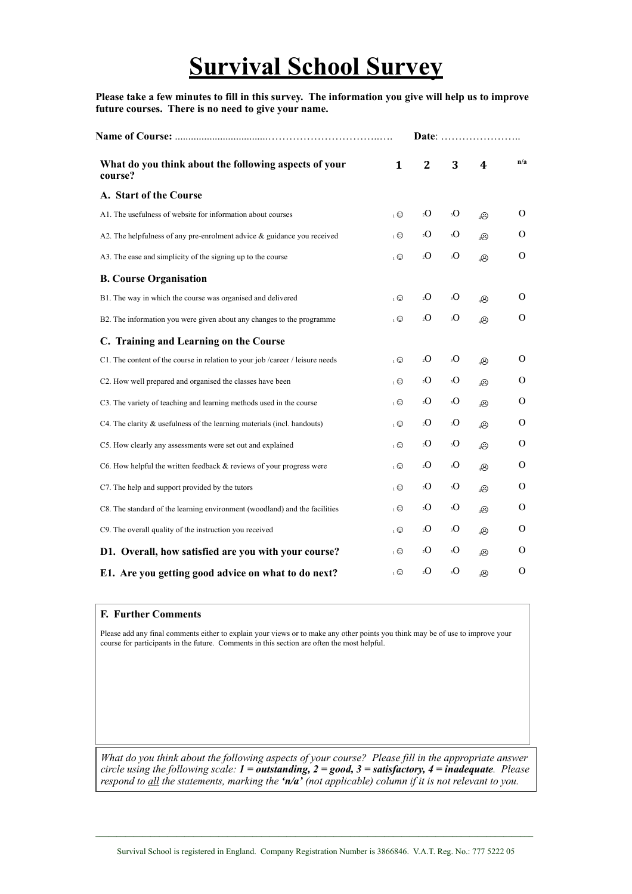# Survival School Survey

**Please take a few minutes to fill in this survey. The information you give will help us to improve future courses. There is no need to give your name.**

**Name of Course:** ................................................................ **Date**: ......................

| What do you think about the following aspects of your course? | 1 | 2 | 3 | 4 | n/a |
|---|---|---|---|---|---|
| **A. Start of the Course** | | | | | |
| A1. The usefulness of website for information about courses | 1 ☺ | 2 O | 3 O | 4 ☹ | O |
| A2. The helpfulness of any pre-enrolment advice & guidance you received | 1 ☺ | 2 O | 3 O | 4 ☹ | O |
| A3. The ease and simplicity of the signing up to the course | 1 ☺ | 2 O | 3 O | 4 ☹ | O |
| **B. Course Organisation** | | | | | |
| B1. The way in which the course was organised and delivered | 1 ☺ | 2 O | 3 O | 4 ☹ | O |
| B2. The information you were given about any changes to the programme | 1 ☺ | 2 O | 3 O | 4 ☹ | O |
| **C. Training and Learning on the Course** | | | | | |
| C1. The content of the course in relation to your job /career / leisure needs | 1 ☺ | 2 O | 3 O | 4 ☹ | O |
| C2. How well prepared and organised the classes have been | 1 ☺ | 2 O | 3 O | 4 ☹ | O |
| C3. The variety of teaching and learning methods used in the course | 1 ☺ | 2 O | 3 O | 4 ☹ | O |
| C4. The clarity & usefulness of the learning materials (incl. handouts) | 1 ☺ | 2 O | 3 O | 4 ☹ | O |
| C5. How clearly any assessments were set out and explained | 1 ☺ | 2 O | 3 O | 4 ☹ | O |
| C6. How helpful the written feedback & reviews of your progress were | 1 ☺ | 2 O | 3 O | 4 ☹ | O |
| C7. The help and support provided by the tutors | 1 ☺ | 2 O | 3 O | 4 ☹ | O |
| C8. The standard of the learning environment (woodland) and the facilities | 1 ☺ | 2 O | 3 O | 4 ☹ | O |
| C9. The overall quality of the instruction you received | 1 ☺ | 2 O | 3 O | 4 ☹ | O |
| **D1. Overall, how satisfied are you with your course?** | 1 ☺ | 2 O | 3 O | 4 ☹ | O |
| **E1. Are you getting good advice on what to do next?** | 1 ☺ | 2 O | 3 O | 4 ☹ | O |

**F. Further Comments**

Please add any final comments either to explain your views or to make any other points you think may be of use to improve your course for participants in the future. Comments in this section are often the most helpful.

*What do you think about the following aspects of your course? Please fill in the appropriate answer circle using the following scale: **1 = outstanding, 2 = good, 3 = satisfactory, 4 = inadequate**. Please respond to all the statements, marking the **'n/a'** (not applicable) column if it is not relevant to you.*

Survival School is registered in England. Company Registration Number is 3866846. V.A.T. Reg. No.: 777 5222 05